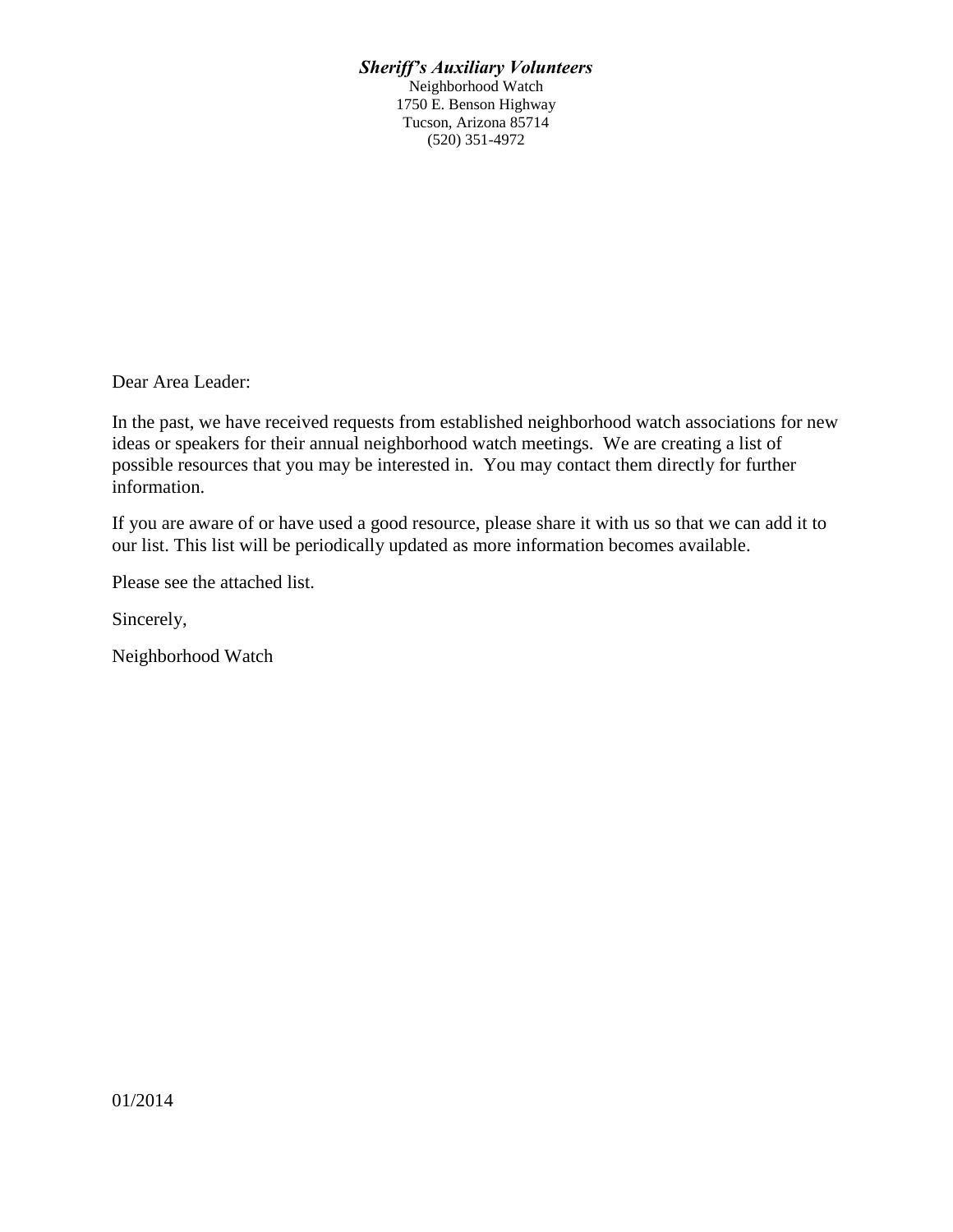***Sheriff's Auxiliary Volunteers***

Neighborhood Watch
1750 E. Benson Highway
Tucson, Arizona 85714
(520) 351-4972

Dear Area Leader:

In the past, we have received requests from established neighborhood watch associations for new ideas or speakers for their annual neighborhood watch meetings. We are creating a list of possible resources that you may be interested in. You may contact them directly for further information.

If you are aware of or have used a good resource, please share it with us so that we can add it to our list. This list will be periodically updated as more information becomes available.

Please see the attached list.

Sincerely,

Neighborhood Watch

01/2014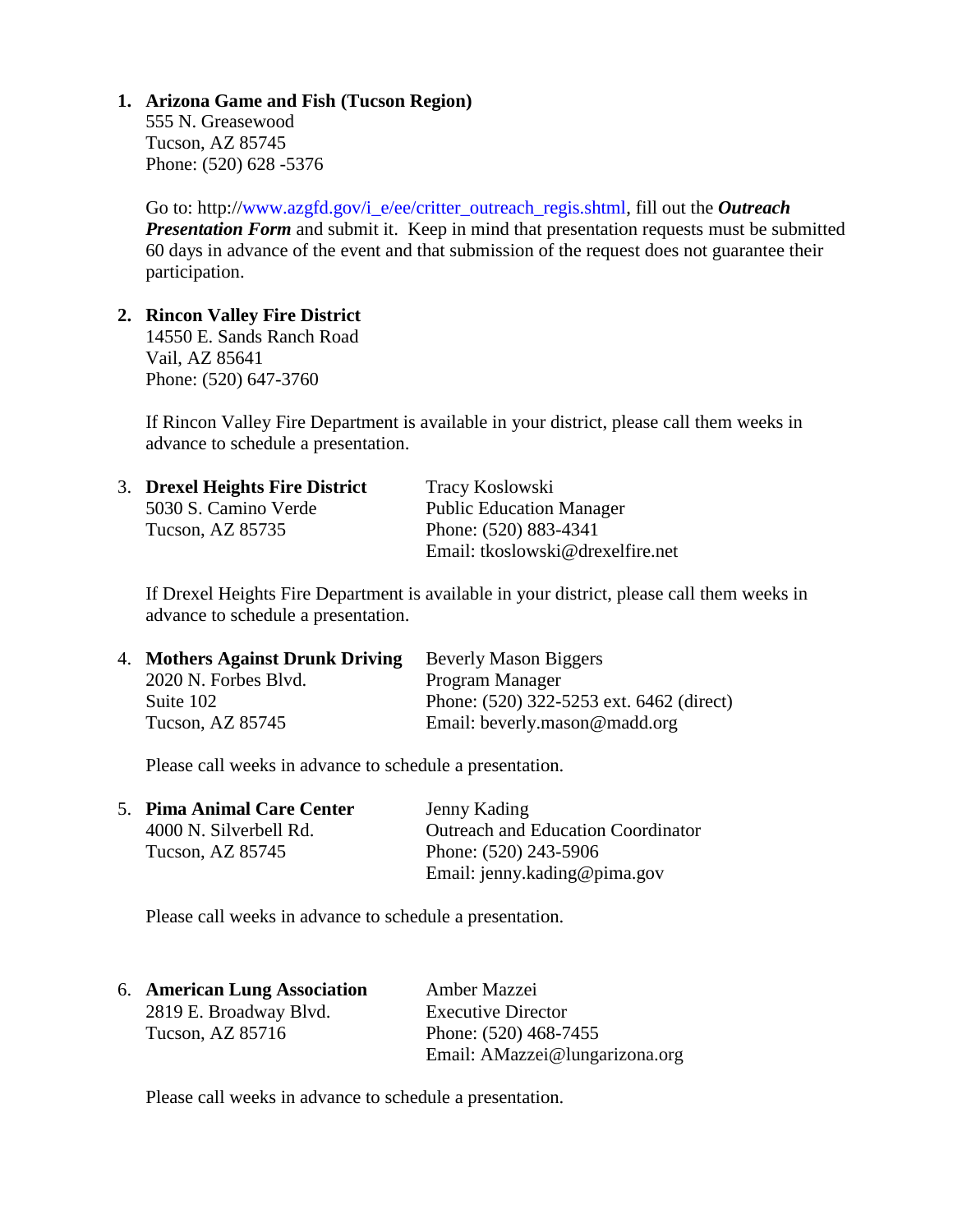1. **Arizona Game and Fish (Tucson Region)**
   555 N. Greasewood
   Tucson, AZ 85745
   Phone: (520) 628 -5376

   Go to: http://www.azgfd.gov/i_e/ee/critter_outreach_regis.shtml, fill out the ***Outreach Presentation Form*** and submit it. Keep in mind that presentation requests must be submitted 60 days in advance of the event and that submission of the request does not guarantee their participation.

2. **Rincon Valley Fire District**
   14550 E. Sands Ranch Road
   Vail, AZ 85641
   Phone: (520) 647-3760

   If Rincon Valley Fire Department is available in your district, please call them weeks in advance to schedule a presentation.

3. **Drexel Heights Fire District**
   5030 S. Camino Verde
   Tucson, AZ 85735

   Tracy Koslowski
   Public Education Manager
   Phone: (520) 883-4341
   Email: tkoslowski@drexelfire.net

   If Drexel Heights Fire Department is available in your district, please call them weeks in advance to schedule a presentation.

4. **Mothers Against Drunk Driving**
   2020 N. Forbes Blvd.
   Suite 102
   Tucson, AZ 85745

   Beverly Mason Biggers
   Program Manager
   Phone: (520) 322-5253 ext. 6462 (direct)
   Email: beverly.mason@madd.org

   Please call weeks in advance to schedule a presentation.

5. **Pima Animal Care Center**
   4000 N. Silverbell Rd.
   Tucson, AZ 85745

   Jenny Kading
   Outreach and Education Coordinator
   Phone: (520) 243-5906
   Email: jenny.kading@pima.gov

   Please call weeks in advance to schedule a presentation.

6. **American Lung Association**
   2819 E. Broadway Blvd.
   Tucson, AZ 85716

   Amber Mazzei
   Executive Director
   Phone: (520) 468-7455
   Email: AMazzei@lungarizona.org

   Please call weeks in advance to schedule a presentation.